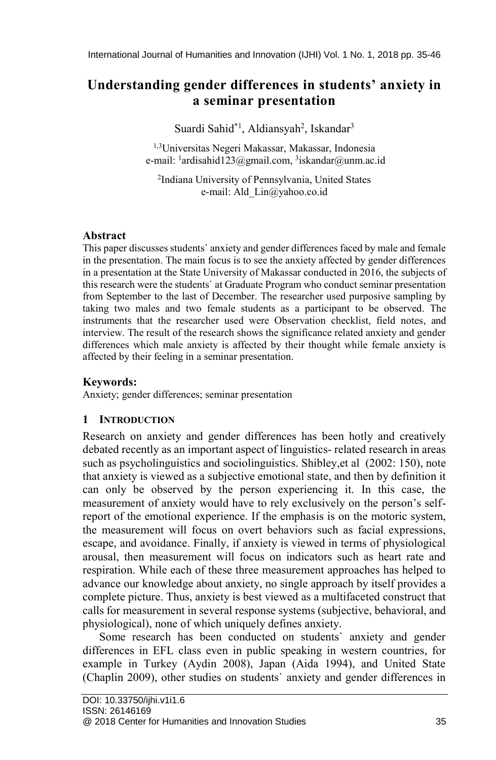# Understanding gender differences in students' anxiety in a seminar presentation

Suardi Sahid*[1], Aldiansyah[2], Iskandar[3]

[1,3]Universitas Negeri Makassar, Makassar, Indonesia
e-mail: [1]ardisahid123@gmail.com, [3]iskandar@unm.ac.id

[2]Indiana University of Pennsylvania, United States
e-mail: Ald_Lin@yahoo.co.id

## Abstract

This paper discusses students` anxiety and gender differences faced by male and female in the presentation. The main focus is to see the anxiety affected by gender differences in a presentation at the State University of Makassar conducted in 2016, the subjects of this research were the students` at Graduate Program who conduct seminar presentation from September to the last of December. The researcher used purposive sampling by taking two males and two female students as a participant to be observed. The instruments that the researcher used were Observation checklist, field notes, and interview. The result of the research shows the significance related anxiety and gender differences which male anxiety is affected by their thought while female anxiety is affected by their feeling in a seminar presentation.

## Keywords:

Anxiety; gender differences; seminar presentation

## 1 INTRODUCTION

Research on anxiety and gender differences has been hotly and creatively debated recently as an important aspect of linguistics- related research in areas such as psycholinguistics and sociolinguistics. Shibley,et al (2002: 150), note that anxiety is viewed as a subjective emotional state, and then by definition it can only be observed by the person experiencing it. In this case, the measurement of anxiety would have to rely exclusively on the person's self-report of the emotional experience. If the emphasis is on the motoric system, the measurement will focus on overt behaviors such as facial expressions, escape, and avoidance. Finally, if anxiety is viewed in terms of physiological arousal, then measurement will focus on indicators such as heart rate and respiration. While each of these three measurement approaches has helped to advance our knowledge about anxiety, no single approach by itself provides a complete picture. Thus, anxiety is best viewed as a multifaceted construct that calls for measurement in several response systems (subjective, behavioral, and physiological), none of which uniquely defines anxiety.

Some research has been conducted on students` anxiety and gender differences in EFL class even in public speaking in western countries, for example in Turkey (Aydin 2008), Japan (Aida 1994), and United State (Chaplin 2009), other studies on students` anxiety and gender differences in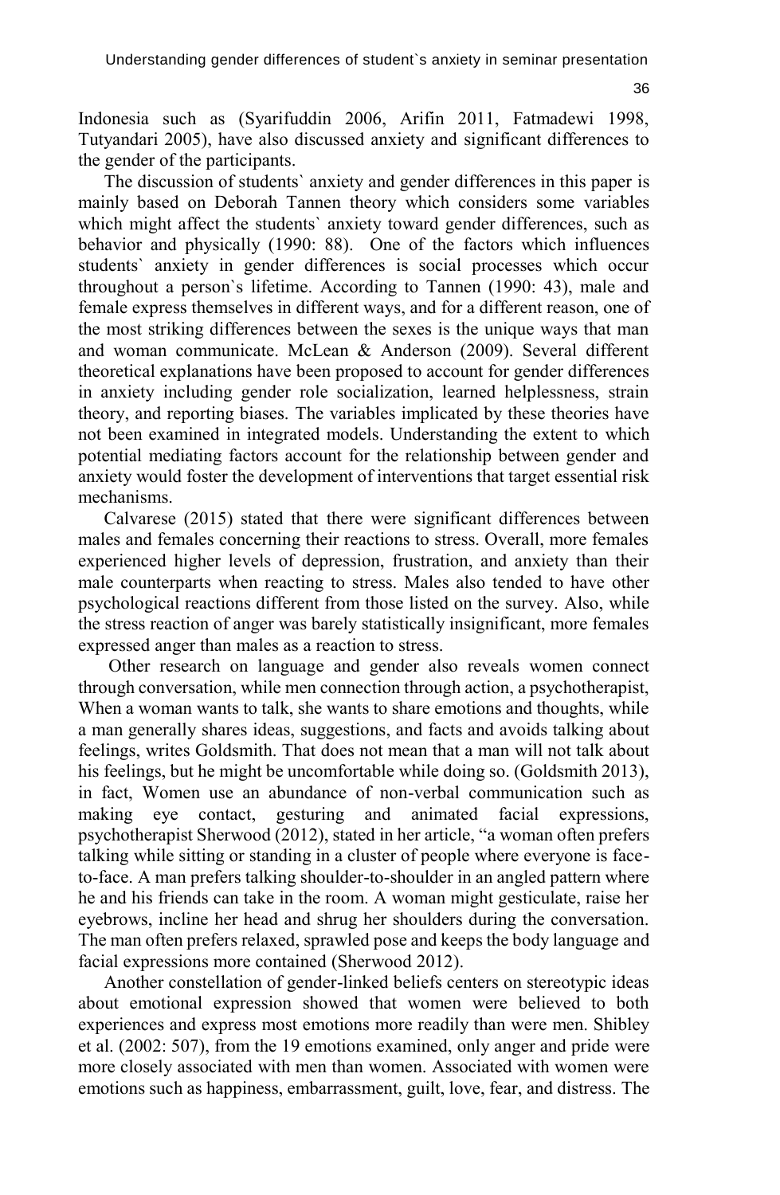Indonesia such as (Syarifuddin 2006, Arifin 2011, Fatmadewi 1998, Tutyandari 2005), have also discussed anxiety and significant differences to the gender of the participants.

The discussion of students` anxiety and gender differences in this paper is mainly based on Deborah Tannen theory which considers some variables which might affect the students` anxiety toward gender differences, such as behavior and physically (1990: 88). One of the factors which influences students` anxiety in gender differences is social processes which occur throughout a person`s lifetime. According to Tannen (1990: 43), male and female express themselves in different ways, and for a different reason, one of the most striking differences between the sexes is the unique ways that man and woman communicate. McLean & Anderson (2009). Several different theoretical explanations have been proposed to account for gender differences in anxiety including gender role socialization, learned helplessness, strain theory, and reporting biases. The variables implicated by these theories have not been examined in integrated models. Understanding the extent to which potential mediating factors account for the relationship between gender and anxiety would foster the development of interventions that target essential risk mechanisms.

Calvarese (2015) stated that there were significant differences between males and females concerning their reactions to stress. Overall, more females experienced higher levels of depression, frustration, and anxiety than their male counterparts when reacting to stress. Males also tended to have other psychological reactions different from those listed on the survey. Also, while the stress reaction of anger was barely statistically insignificant, more females expressed anger than males as a reaction to stress.

Other research on language and gender also reveals women connect through conversation, while men connection through action, a psychotherapist, When a woman wants to talk, she wants to share emotions and thoughts, while a man generally shares ideas, suggestions, and facts and avoids talking about feelings, writes Goldsmith. That does not mean that a man will not talk about his feelings, but he might be uncomfortable while doing so. (Goldsmith 2013), in fact, Women use an abundance of non-verbal communication such as making eye contact, gesturing and animated facial expressions, psychotherapist Sherwood (2012), stated in her article, "a woman often prefers talking while sitting or standing in a cluster of people where everyone is face-to-face. A man prefers talking shoulder-to-shoulder in an angled pattern where he and his friends can take in the room. A woman might gesticulate, raise her eyebrows, incline her head and shrug her shoulders during the conversation. The man often prefers relaxed, sprawled pose and keeps the body language and facial expressions more contained (Sherwood 2012).

Another constellation of gender-linked beliefs centers on stereotypic ideas about emotional expression showed that women were believed to both experiences and express most emotions more readily than were men. Shibley et al. (2002: 507), from the 19 emotions examined, only anger and pride were more closely associated with men than women. Associated with women were emotions such as happiness, embarrassment, guilt, love, fear, and distress. The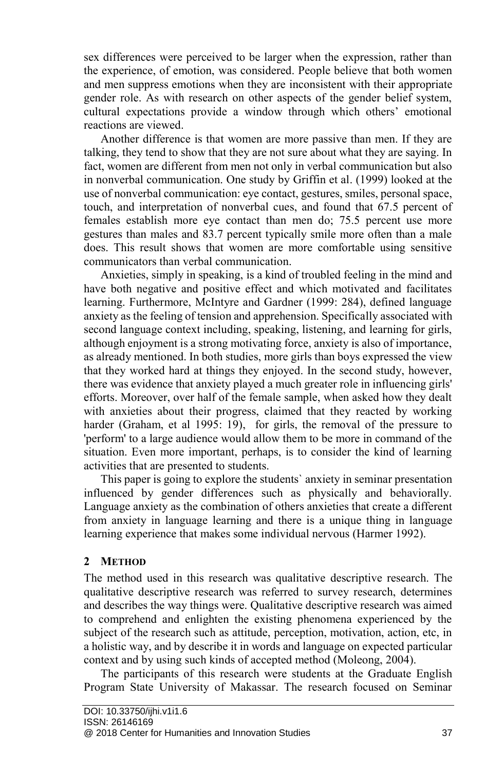sex differences were perceived to be larger when the expression, rather than the experience, of emotion, was considered. People believe that both women and men suppress emotions when they are inconsistent with their appropriate gender role. As with research on other aspects of the gender belief system, cultural expectations provide a window through which others' emotional reactions are viewed.

Another difference is that women are more passive than men. If they are talking, they tend to show that they are not sure about what they are saying. In fact, women are different from men not only in verbal communication but also in nonverbal communication. One study by Griffin et al. (1999) looked at the use of nonverbal communication: eye contact, gestures, smiles, personal space, touch, and interpretation of nonverbal cues, and found that 67.5 percent of females establish more eye contact than men do; 75.5 percent use more gestures than males and 83.7 percent typically smile more often than a male does. This result shows that women are more comfortable using sensitive communicators than verbal communication.

Anxieties, simply in speaking, is a kind of troubled feeling in the mind and have both negative and positive effect and which motivated and facilitates learning. Furthermore, McIntyre and Gardner (1999: 284), defined language anxiety as the feeling of tension and apprehension. Specifically associated with second language context including, speaking, listening, and learning for girls, although enjoyment is a strong motivating force, anxiety is also of importance, as already mentioned. In both studies, more girls than boys expressed the view that they worked hard at things they enjoyed. In the second study, however, there was evidence that anxiety played a much greater role in influencing girls' efforts. Moreover, over half of the female sample, when asked how they dealt with anxieties about their progress, claimed that they reacted by working harder (Graham, et al 1995: 19), for girls, the removal of the pressure to 'perform' to a large audience would allow them to be more in command of the situation. Even more important, perhaps, is to consider the kind of learning activities that are presented to students.

This paper is going to explore the students` anxiety in seminar presentation influenced by gender differences such as physically and behaviorally. Language anxiety as the combination of others anxieties that create a different from anxiety in language learning and there is a unique thing in language learning experience that makes some individual nervous (Harmer 1992).

## 2 METHOD

The method used in this research was qualitative descriptive research. The qualitative descriptive research was referred to survey research, determines and describes the way things were. Qualitative descriptive research was aimed to comprehend and enlighten the existing phenomena experienced by the subject of the research such as attitude, perception, motivation, action, etc, in a holistic way, and by describe it in words and language on expected particular context and by using such kinds of accepted method (Moleong, 2004).

The participants of this research were students at the Graduate English Program State University of Makassar. The research focused on Seminar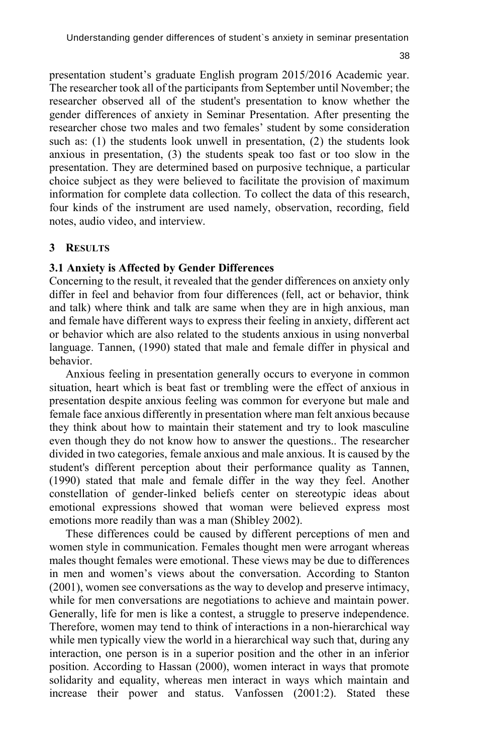presentation student's graduate English program 2015/2016 Academic year. The researcher took all of the participants from September until November; the researcher observed all of the student's presentation to know whether the gender differences of anxiety in Seminar Presentation. After presenting the researcher chose two males and two females' student by some consideration such as: (1) the students look unwell in presentation, (2) the students look anxious in presentation, (3) the students speak too fast or too slow in the presentation. They are determined based on purposive technique, a particular choice subject as they were believed to facilitate the provision of maximum information for complete data collection. To collect the data of this research, four kinds of the instrument are used namely, observation, recording, field notes, audio video, and interview.

## 3 RESULTS

### 3.1 Anxiety is Affected by Gender Differences

Concerning to the result, it revealed that the gender differences on anxiety only differ in feel and behavior from four differences (fell, act or behavior, think and talk) where think and talk are same when they are in high anxious, man and female have different ways to express their feeling in anxiety, different act or behavior which are also related to the students anxious in using nonverbal language. Tannen, (1990) stated that male and female differ in physical and behavior.

Anxious feeling in presentation generally occurs to everyone in common situation, heart which is beat fast or trembling were the effect of anxious in presentation despite anxious feeling was common for everyone but male and female face anxious differently in presentation where man felt anxious because they think about how to maintain their statement and try to look masculine even though they do not know how to answer the questions.. The researcher divided in two categories, female anxious and male anxious. It is caused by the student's different perception about their performance quality as Tannen, (1990) stated that male and female differ in the way they feel. Another constellation of gender-linked beliefs center on stereotypic ideas about emotional expressions showed that woman were believed express most emotions more readily than was a man (Shibley 2002).

These differences could be caused by different perceptions of men and women style in communication. Females thought men were arrogant whereas males thought females were emotional. These views may be due to differences in men and women's views about the conversation. According to Stanton (2001), women see conversations as the way to develop and preserve intimacy, while for men conversations are negotiations to achieve and maintain power. Generally, life for men is like a contest, a struggle to preserve independence. Therefore, women may tend to think of interactions in a non-hierarchical way while men typically view the world in a hierarchical way such that, during any interaction, one person is in a superior position and the other in an inferior position. According to Hassan (2000), women interact in ways that promote solidarity and equality, whereas men interact in ways which maintain and increase their power and status. Vanfossen (2001:2). Stated these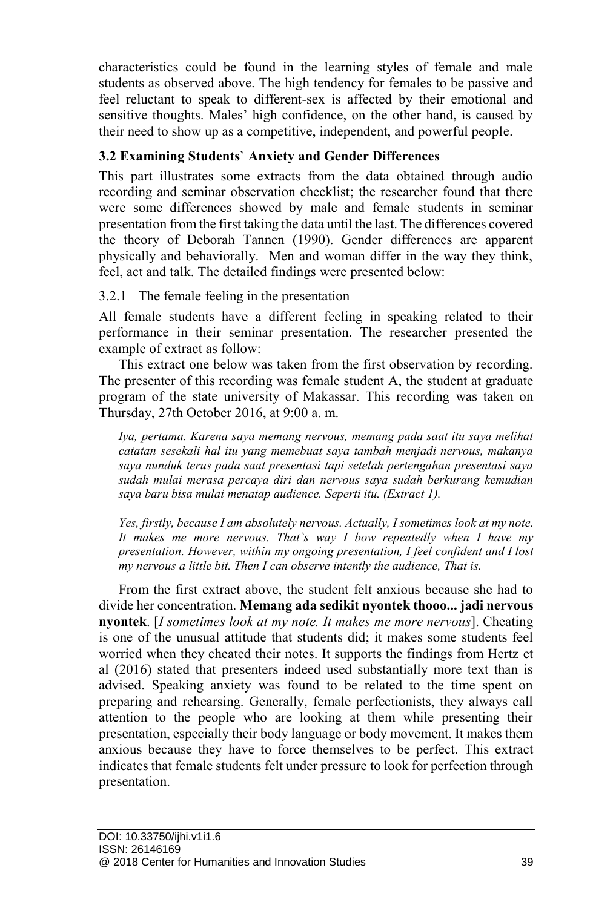characteristics could be found in the learning styles of female and male students as observed above. The high tendency for females to be passive and feel reluctant to speak to different-sex is affected by their emotional and sensitive thoughts. Males' high confidence, on the other hand, is caused by their need to show up as a competitive, independent, and powerful people.

### 3.2 Examining Students` Anxiety and Gender Differences

This part illustrates some extracts from the data obtained through audio recording and seminar observation checklist; the researcher found that there were some differences showed by male and female students in seminar presentation from the first taking the data until the last. The differences covered the theory of Deborah Tannen (1990). Gender differences are apparent physically and behaviorally. Men and woman differ in the way they think, feel, act and talk. The detailed findings were presented below:

#### 3.2.1 The female feeling in the presentation

All female students have a different feeling in speaking related to their performance in their seminar presentation. The researcher presented the example of extract as follow:

This extract one below was taken from the first observation by recording. The presenter of this recording was female student A, the student at graduate program of the state university of Makassar. This recording was taken on Thursday, 27th October 2016, at 9:00 a. m.

> *Iya, pertama. Karena saya memang nervous, memang pada saat itu saya melihat catatan sesekali hal itu yang memebuat saya tambah menjadi nervous, makanya saya nunduk terus pada saat presentasi tapi setelah pertengahan presentasi saya sudah mulai merasa percaya diri dan nervous saya sudah berkurang kemudian saya baru bisa mulai menatap audience. Seperti itu. (Extract 1).*
>
> *Yes, firstly, because I am absolutely nervous. Actually, I sometimes look at my note. It makes me more nervous. That`s way I bow repeatedly when I have my presentation. However, within my ongoing presentation, I feel confident and I lost my nervous a little bit. Then I can observe intently the audience, That is.*

From the first extract above, the student felt anxious because she had to divide her concentration. **Memang ada sedikit nyontek thooo... jadi nervous nyontek**. [*I sometimes look at my note. It makes me more nervous*]. Cheating is one of the unusual attitude that students did; it makes some students feel worried when they cheated their notes. It supports the findings from Hertz et al (2016) stated that presenters indeed used substantially more text than is advised. Speaking anxiety was found to be related to the time spent on preparing and rehearsing. Generally, female perfectionists, they always call attention to the people who are looking at them while presenting their presentation, especially their body language or body movement. It makes them anxious because they have to force themselves to be perfect. This extract indicates that female students felt under pressure to look for perfection through presentation.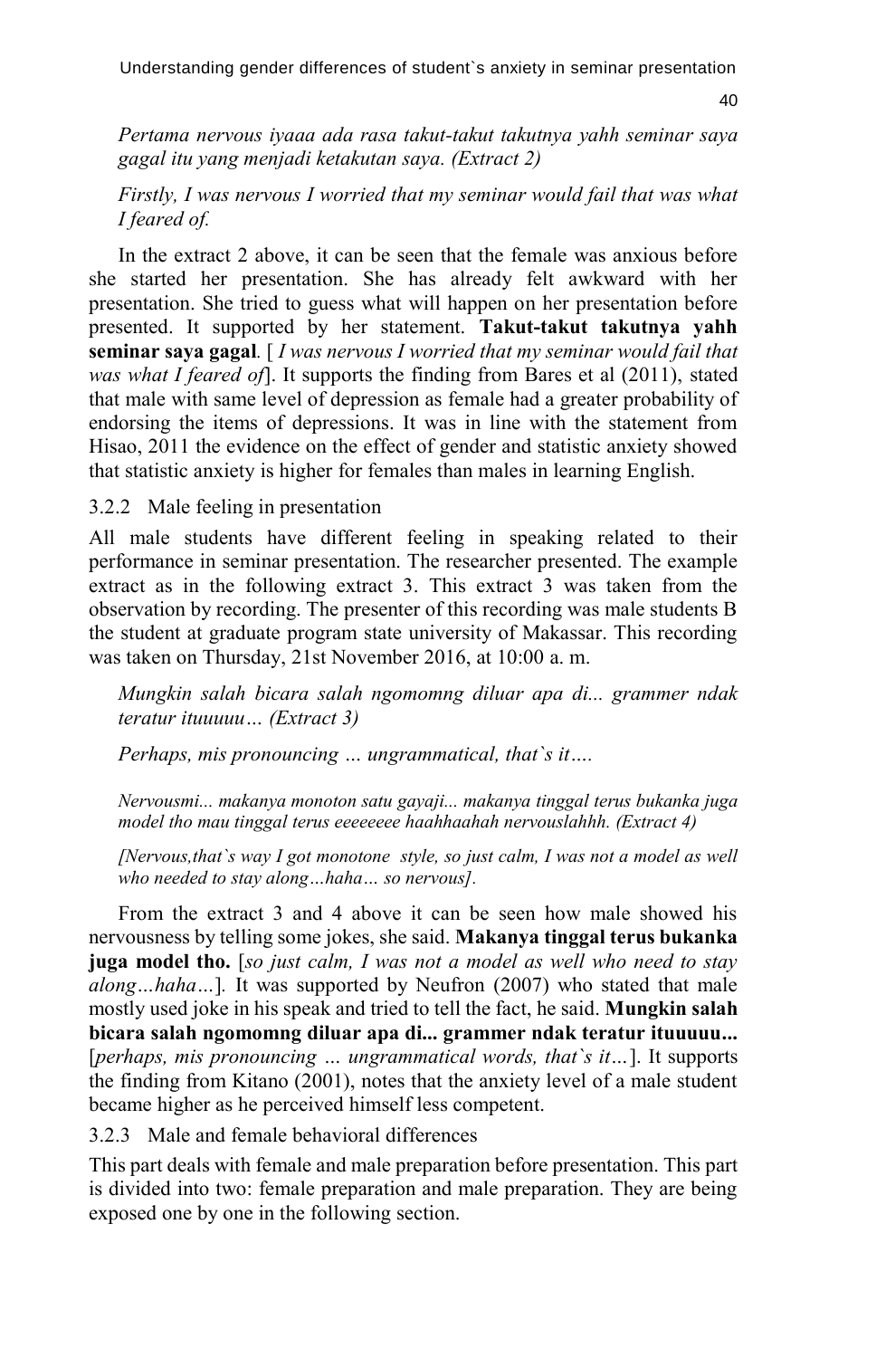*Pertama nervous iyaaa ada rasa takut-takut takutnya yahh seminar saya gagal itu yang menjadi ketakutan saya. (Extract 2)*

*Firstly, I was nervous I worried that my seminar would fail that was what I feared of.*

In the extract 2 above, it can be seen that the female was anxious before she started her presentation. She has already felt awkward with her presentation. She tried to guess what will happen on her presentation before presented. It supported by her statement. **Takut-takut takutnya yahh seminar saya gagal**. [ *I was nervous I worried that my seminar would fail that was what I feared of*]. It supports the finding from Bares et al (2011), stated that male with same level of depression as female had a greater probability of endorsing the items of depressions. It was in line with the statement from Hisao, 2011 the evidence on the effect of gender and statistic anxiety showed that statistic anxiety is higher for females than males in learning English.

### 3.2.2 Male feeling in presentation

All male students have different feeling in speaking related to their performance in seminar presentation. The researcher presented. The example extract as in the following extract 3. This extract 3 was taken from the observation by recording. The presenter of this recording was male students B the student at graduate program state university of Makassar. This recording was taken on Thursday, 21st November 2016, at 10:00 a. m.

*Mungkin salah bicara salah ngomomng diluar apa di... grammer ndak teratur ituuuuu… (Extract 3)*

*Perhaps, mis pronouncing … ungrammatical, that`s it….*

*Nervousmi... makanya monoton satu gayaji... makanya tinggal terus bukanka juga model tho mau tinggal terus eeeeeee haahhaahah nervouslahhh. (Extract 4)*

*[Nervous,that`s way I got monotone style, so just calm, I was not a model as well who needed to stay along…haha… so nervous].*

From the extract 3 and 4 above it can be seen how male showed his nervousness by telling some jokes, she said. **Makanya tinggal terus bukanka juga model tho.** [*so just calm, I was not a model as well who need to stay along…haha…*]. It was supported by Neufron (2007) who stated that male mostly used joke in his speak and tried to tell the fact, he said. **Mungkin salah bicara salah ngomomng diluar apa di... grammer ndak teratur ituuuuu...** [*perhaps, mis pronouncing … ungrammatical words, that`s it…*]. It supports the finding from Kitano (2001), notes that the anxiety level of a male student became higher as he perceived himself less competent.

### 3.2.3 Male and female behavioral differences

This part deals with female and male preparation before presentation. This part is divided into two: female preparation and male preparation. They are being exposed one by one in the following section.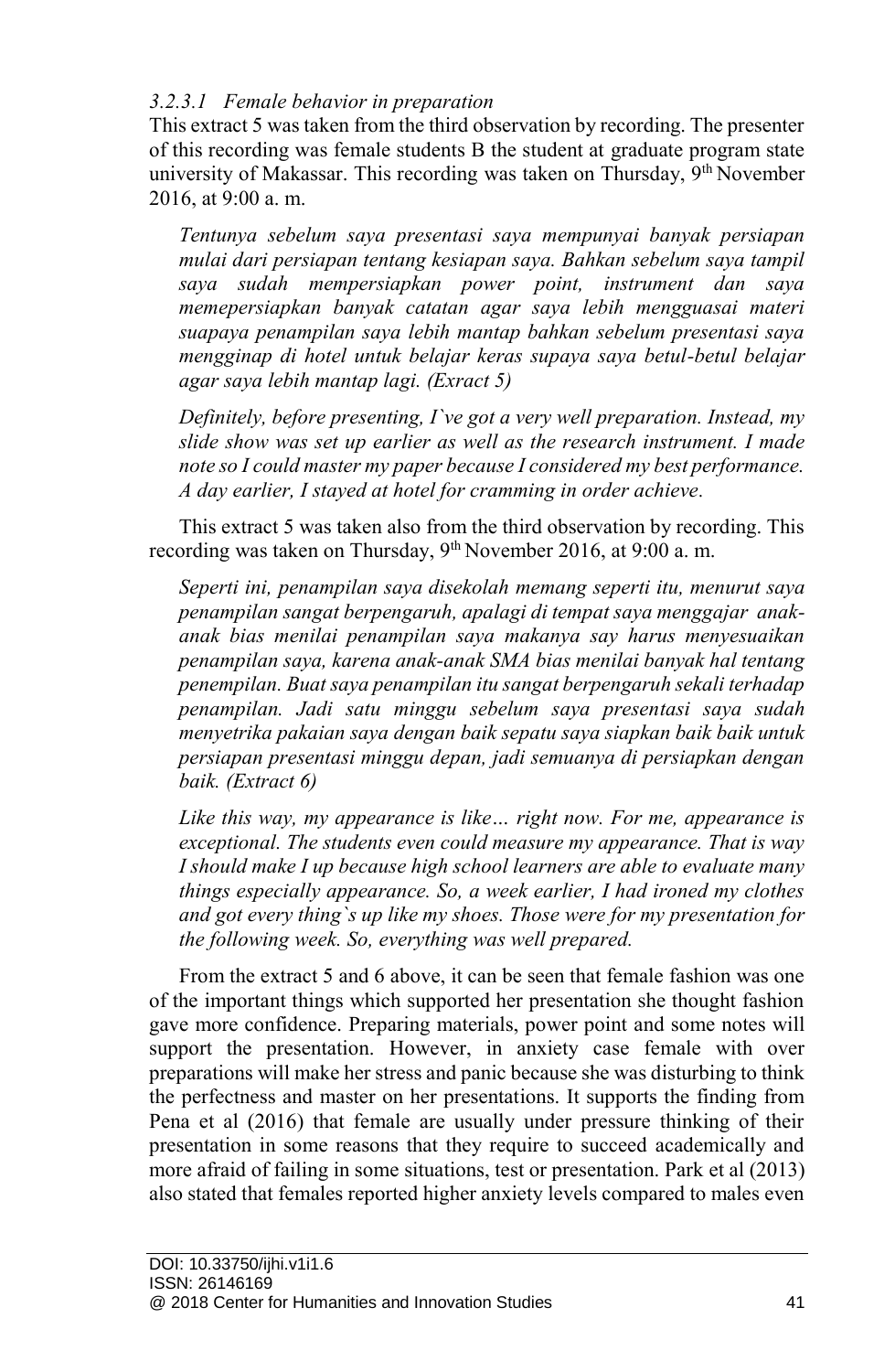#### *3.2.3.1 Female behavior in preparation*

This extract 5 was taken from the third observation by recording. The presenter of this recording was female students B the student at graduate program state university of Makassar. This recording was taken on Thursday, 9th November 2016, at 9:00 a. m.

> *Tentunya sebelum saya presentasi saya mempunyai banyak persiapan mulai dari persiapan tentang kesiapan saya. Bahkan sebelum saya tampil saya sudah mempersiapkan power point, instrument dan saya memepersiapkan banyak catatan agar saya lebih mengguasai materi suapaya penampilan saya lebih mantap bahkan sebelum presentasi saya menginap di hotel untuk belajar keras supaya saya betul-betul belajar agar saya lebih mantap lagi. (Exract 5)*
>
> *Definitely, before presenting, I`ve got a very well preparation. Instead, my slide show was set up earlier as well as the research instrument. I made note so I could master my paper because I considered my best performance. A day earlier, I stayed at hotel for cramming in order achieve.*

This extract 5 was taken also from the third observation by recording. This recording was taken on Thursday, 9th November 2016, at 9:00 a. m.

> *Seperti ini, penampilan saya disekolah memang seperti itu, menurut saya penampilan sangat berpengaruh, apalagi di tempat saya menggajar anak-anak bias menilai penampilan saya makanya say harus menyesuaikan penampilan saya, karena anak-anak SMA bias menilai banyak hal tentang penempilan. Buat saya penampilan itu sangat berpengaruh sekali terhadap penampilan. Jadi satu minggu sebelum saya presentasi saya sudah menyetrika pakaian saya dengan baik sepatu saya siapkan baik baik untuk persiapan presentasi minggu depan, jadi semuanya di persiapkan dengan baik. (Extract 6)*
>
> *Like this way, my appearance is like… right now. For me, appearance is exceptional. The students even could measure my appearance. That is way I should make I up because high school learners are able to evaluate many things especially appearance. So, a week earlier, I had ironed my clothes and got every thing`s up like my shoes. Those were for my presentation for the following week. So, everything was well prepared.*

From the extract 5 and 6 above, it can be seen that female fashion was one of the important things which supported her presentation she thought fashion gave more confidence. Preparing materials, power point and some notes will support the presentation. However, in anxiety case female with over preparations will make her stress and panic because she was disturbing to think the perfectness and master on her presentations. It supports the finding from Pena et al (2016) that female are usually under pressure thinking of their presentation in some reasons that they require to succeed academically and more afraid of failing in some situations, test or presentation. Park et al (2013) also stated that females reported higher anxiety levels compared to males even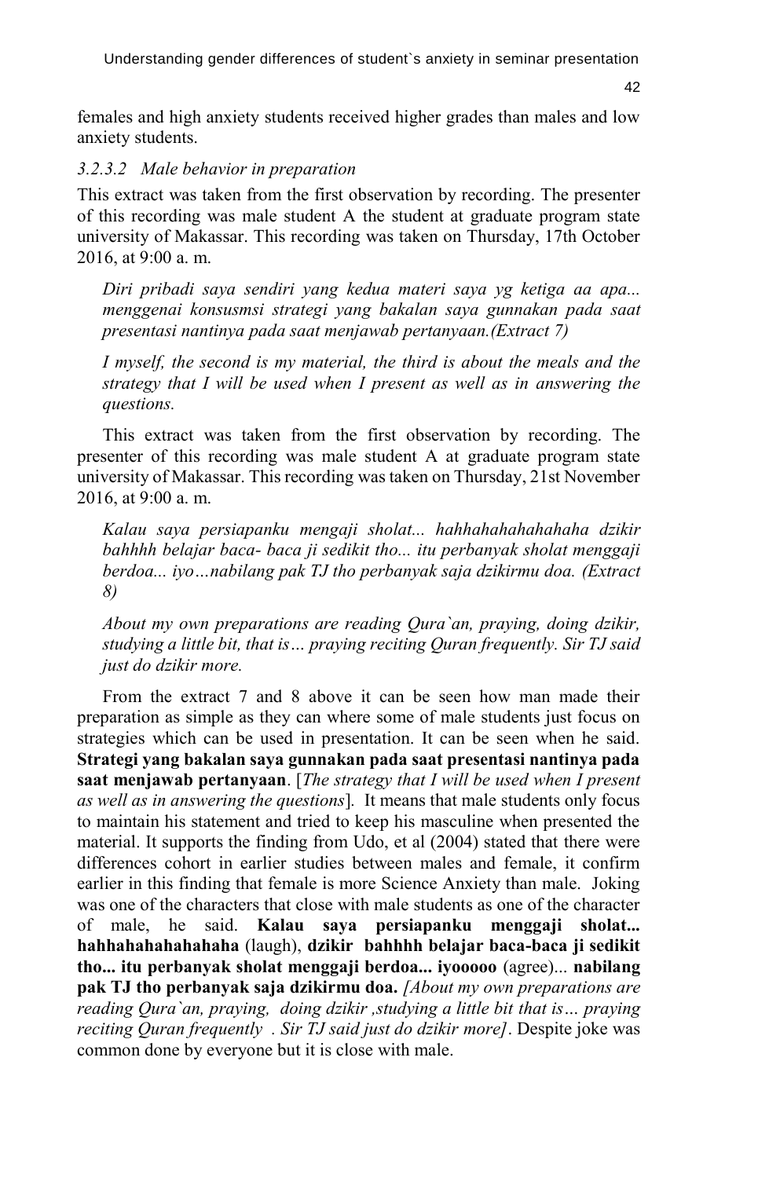females and high anxiety students received higher grades than males and low anxiety students.

### *3.2.3.2 Male behavior in preparation*

This extract was taken from the first observation by recording. The presenter of this recording was male student A the student at graduate program state university of Makassar. This recording was taken on Thursday, 17th October 2016, at 9:00 a. m.

> *Diri pribadi saya sendiri yang kedua materi saya yg ketiga aa apa... menggenai konsusmsi strategi yang bakalan saya gunnakan pada saat presentasi nantinya pada saat menjawab pertanyaan.(Extract 7)*
>
> *I myself, the second is my material, the third is about the meals and the strategy that I will be used when I present as well as in answering the questions.*

This extract was taken from the first observation by recording. The presenter of this recording was male student A at graduate program state university of Makassar. This recording was taken on Thursday, 21st November 2016, at 9:00 a. m.

> *Kalau saya persiapanku mengaji sholat... hahhahahahahahaha dzikir bahhhh belajar baca- baca ji sedikit tho... itu perbanyak sholat menggaji berdoa... iyo…nabilang pak TJ tho perbanyak saja dzikirmu doa. (Extract 8)*
>
> *About my own preparations are reading Qura`an, praying, doing dzikir, studying a little bit, that is… praying reciting Quran frequently. Sir TJ said just do dzikir more.*

From the extract 7 and 8 above it can be seen how man made their preparation as simple as they can where some of male students just focus on strategies which can be used in presentation. It can be seen when he said. **Strategi yang bakalan saya gunnakan pada saat presentasi nantinya pada saat menjawab pertanyaan**. [*The strategy that I will be used when I present as well as in answering the questions*]. It means that male students only focus to maintain his statement and tried to keep his masculine when presented the material. It supports the finding from Udo, et al (2004) stated that there were differences cohort in earlier studies between males and female, it confirm earlier in this finding that female is more Science Anxiety than male. Joking was one of the characters that close with male students as one of the character of male, he said. **Kalau saya persiapanku menggaji sholat... hahhahahahahahaha** (laugh), **dzikir bahhhh belajar baca-baca ji sedikit tho... itu perbanyak sholat menggaji berdoa... iyooooo** (agree)... **nabilang pak TJ tho perbanyak saja dzikirmu doa.** *[About my own preparations are reading Qura`an, praying, doing dzikir ,studying a little bit that is… praying reciting Quran frequently . Sir TJ said just do dzikir more]*. Despite joke was common done by everyone but it is close with male.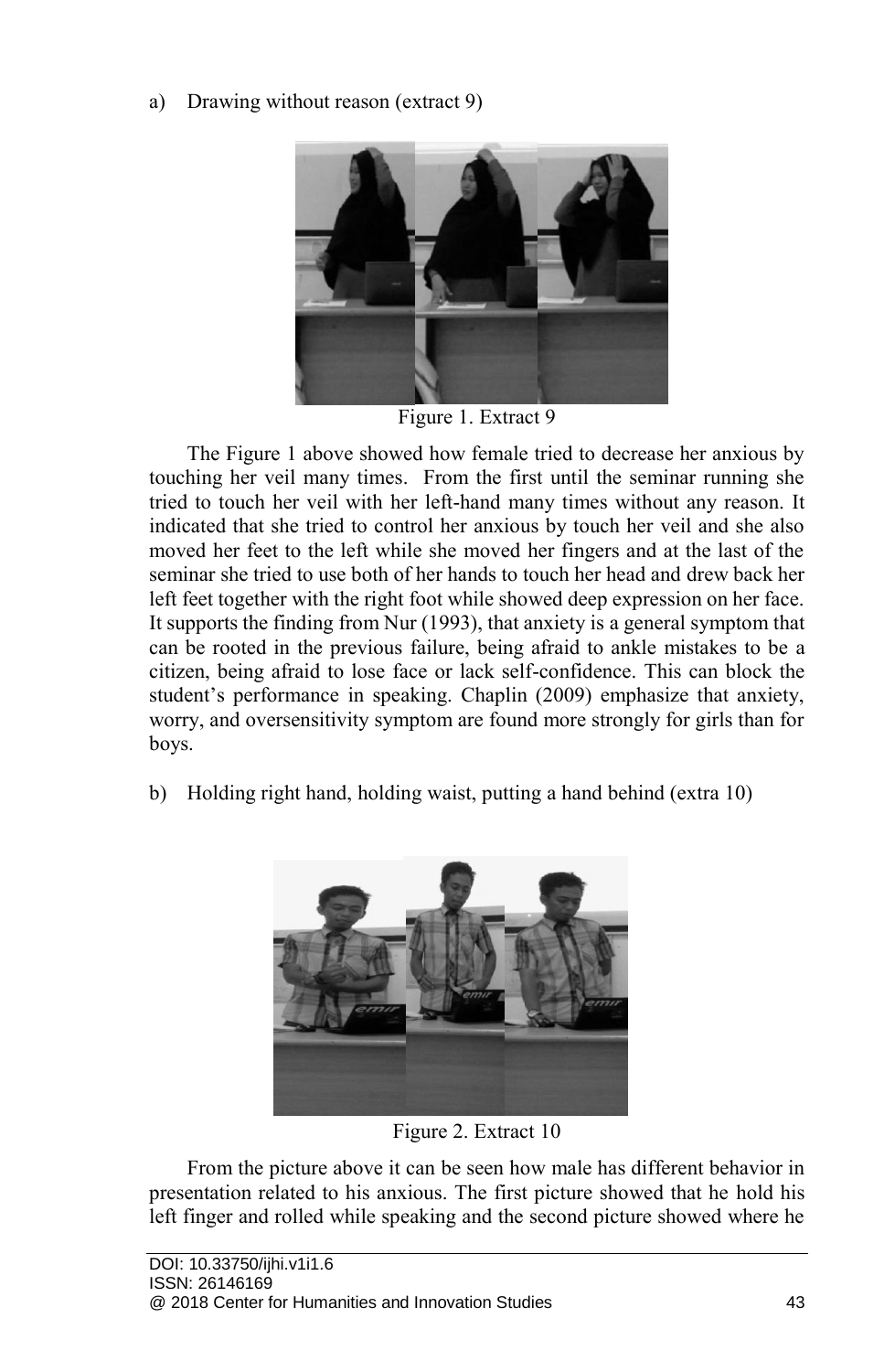a) Drawing without reason (extract 9)

Figure 1. Extract 9

The Figure 1 above showed how female tried to decrease her anxious by touching her veil many times. From the first until the seminar running she tried to touch her veil with her left-hand many times without any reason. It indicated that she tried to control her anxious by touch her veil and she also moved her feet to the left while she moved her fingers and at the last of the seminar she tried to use both of her hands to touch her head and drew back her left feet together with the right foot while showed deep expression on her face. It supports the finding from Nur (1993), that anxiety is a general symptom that can be rooted in the previous failure, being afraid to ankle mistakes to be a citizen, being afraid to lose face or lack self-confidence. This can block the student's performance in speaking. Chaplin (2009) emphasize that anxiety, worry, and oversensitivity symptom are found more strongly for girls than for boys.

b) Holding right hand, holding waist, putting a hand behind (extra 10)

Figure 2. Extract 10

From the picture above it can be seen how male has different behavior in presentation related to his anxious. The first picture showed that he hold his left finger and rolled while speaking and the second picture showed where he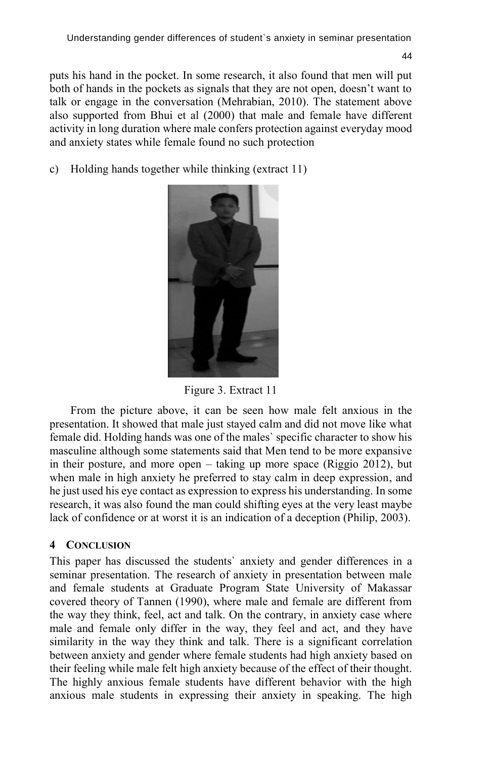puts his hand in the pocket. In some research, it also found that men will put both of hands in the pockets as signals that they are not open, doesn't want to talk or engage in the conversation (Mehrabian, 2010). The statement above also supported from Bhui et al (2000) that male and female have different activity in long duration where male confers protection against everyday mood and anxiety states while female found no such protection

c) Holding hands together while thinking (extract 11)

Figure 3. Extract 11

From the picture above, it can be seen how male felt anxious in the presentation. It showed that male just stayed calm and did not move like what female did. Holding hands was one of the males` specific character to show his masculine although some statements said that Men tend to be more expansive in their posture, and more open – taking up more space (Riggio 2012), but when male in high anxiety he preferred to stay calm in deep expression, and he just used his eye contact as expression to express his understanding. In some research, it was also found the man could shifting eyes at the very least maybe lack of confidence or at worst it is an indication of a deception (Philip, 2003).

## 4 CONCLUSION

This paper has discussed the students` anxiety and gender differences in a seminar presentation. The research of anxiety in presentation between male and female students at Graduate Program State University of Makassar covered theory of Tannen (1990), where male and female are different from the way they think, feel, act and talk. On the contrary, in anxiety case where male and female only differ in the way, they feel and act, and they have similarity in the way they think and talk. There is a significant correlation between anxiety and gender where female students had high anxiety based on their feeling while male felt high anxiety because of the effect of their thought. The highly anxious female students have different behavior with the high anxious male students in expressing their anxiety in speaking. The high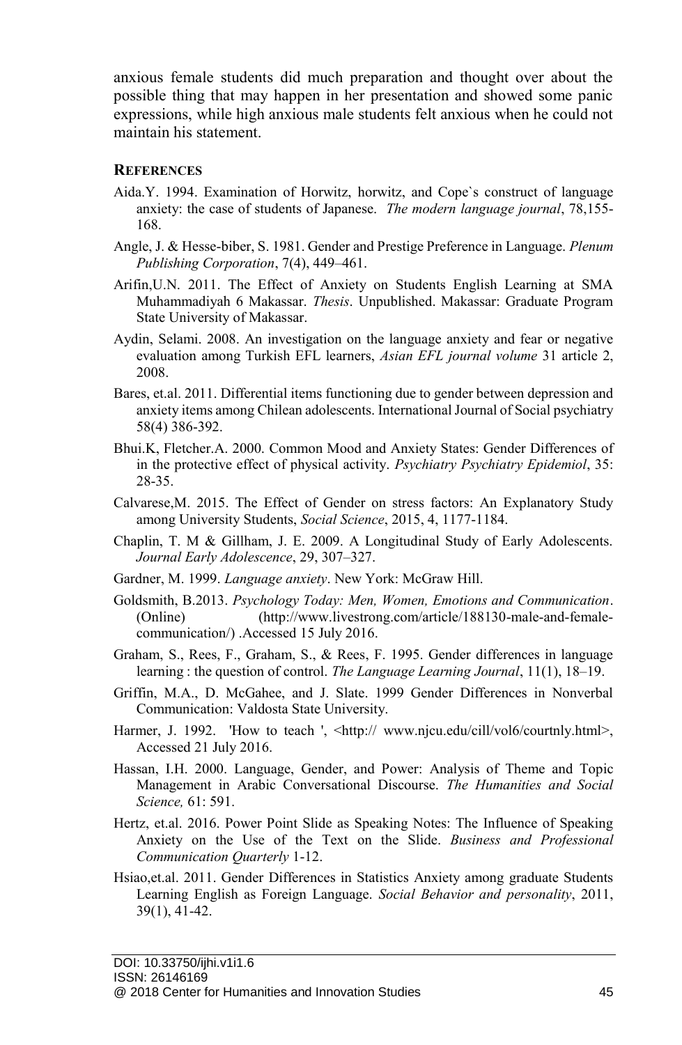anxious female students did much preparation and thought over about the possible thing that may happen in her presentation and showed some panic expressions, while high anxious male students felt anxious when he could not maintain his statement.

## REFERENCES

Aida.Y. 1994. Examination of Horwitz, horwitz, and Cope`s construct of language anxiety: the case of students of Japanese. *The modern language journal*, 78,155-168.

Angle, J. & Hesse-biber, S. 1981. Gender and Prestige Preference in Language. *Plenum Publishing Corporation*, 7(4), 449–461.

Arifin,U.N. 2011. The Effect of Anxiety on Students English Learning at SMA Muhammadiyah 6 Makassar. *Thesis*. Unpublished. Makassar: Graduate Program State University of Makassar.

Aydin, Selami. 2008. An investigation on the language anxiety and fear or negative evaluation among Turkish EFL learners, *Asian EFL journal volume* 31 article 2, 2008.

Bares, et.al. 2011. Differential items functioning due to gender between depression and anxiety items among Chilean adolescents. International Journal of Social psychiatry 58(4) 386-392.

Bhui.K, Fletcher.A. 2000. Common Mood and Anxiety States: Gender Differences of in the protective effect of physical activity. *Psychiatry Psychiatry Epidemiol*, 35: 28-35.

Calvarese,M. 2015. The Effect of Gender on stress factors: An Explanatory Study among University Students, *Social Science*, 2015, 4, 1177-1184.

Chaplin, T. M & Gillham, J. E. 2009. A Longitudinal Study of Early Adolescents. *Journal Early Adolescence*, 29, 307–327.

Gardner, M. 1999. *Language anxiety*. New York: McGraw Hill.

Goldsmith, B.2013. *Psychology Today: Men, Women, Emotions and Communication*. (Online) (http://www.livestrong.com/article/188130-male-and-female-communication/) .Accessed 15 July 2016.

Graham, S., Rees, F., Graham, S., & Rees, F. 1995. Gender differences in language learning : the question of control. *The Language Learning Journal*, 11(1), 18–19.

Griffin, M.A., D. McGahee, and J. Slate. 1999 Gender Differences in Nonverbal Communication: Valdosta State University.

Harmer, J. 1992. 'How to teach ', <http:// www.njcu.edu/cill/vol6/courtnly.html>, Accessed 21 July 2016.

Hassan, I.H. 2000. Language, Gender, and Power: Analysis of Theme and Topic Management in Arabic Conversational Discourse. *The Humanities and Social Science,* 61: 591.

Hertz, et.al. 2016. Power Point Slide as Speaking Notes: The Influence of Speaking Anxiety on the Use of the Text on the Slide. *Business and Professional Communication Quarterly* 1-12.

Hsiao,et.al. 2011. Gender Differences in Statistics Anxiety among graduate Students Learning English as Foreign Language. *Social Behavior and personality*, 2011, 39(1), 41-42.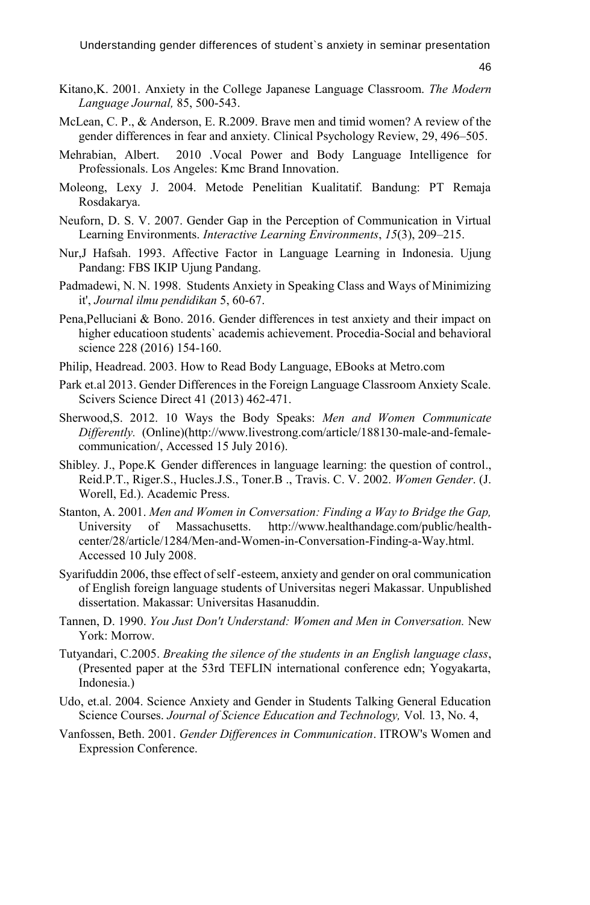Kitano,K. 2001. Anxiety in the College Japanese Language Classroom. *The Modern Language Journal,* 85, 500-543.

McLean, C. P., & Anderson, E. R.2009. Brave men and timid women? A review of the gender differences in fear and anxiety. Clinical Psychology Review, 29, 496–505.

Mehrabian, Albert. 2010 .Vocal Power and Body Language Intelligence for Professionals. Los Angeles: Kmc Brand Innovation.

Moleong, Lexy J. 2004. Metode Penelitian Kualitatif. Bandung: PT Remaja Rosdakarya.

Neuforn, D. S. V. 2007. Gender Gap in the Perception of Communication in Virtual Learning Environments. *Interactive Learning Environments*, *15*(3), 209–215.

Nur,J Hafsah. 1993. Affective Factor in Language Learning in Indonesia. Ujung Pandang: FBS IKIP Ujung Pandang.

Padmadewi, N. N. 1998. Students Anxiety in Speaking Class and Ways of Minimizing it', *Journal ilmu pendidikan* 5, 60-67.

Pena,Pelluciani & Bono. 2016. Gender differences in test anxiety and their impact on higher educatioon students` academis achievement. Procedia-Social and behavioral science 228 (2016) 154-160.

Philip, Headread. 2003. How to Read Body Language, EBooks at Metro.com

Park et.al 2013. Gender Differences in the Foreign Language Classroom Anxiety Scale. Scivers Science Direct 41 (2013) 462-471.

Sherwood,S. 2012. 10 Ways the Body Speaks: *Men and Women Communicate Differently.* (Online)(http://www.livestrong.com/article/188130-male-and-female-communication/, Accessed 15 July 2016).

Shibley. J., Pope.K Gender differences in language learning: the question of control., Reid.P.T., Riger.S., Hucles.J.S., Toner.B ., Travis. C. V. 2002. *Women Gender*. (J. Worell, Ed.). Academic Press.

Stanton, A. 2001. *Men and Women in Conversation: Finding a Way to Bridge the Gap,* University of Massachusetts. http://www.healthandage.com/public/health-center/28/article/1284/Men-and-Women-in-Conversation-Finding-a-Way.html. Accessed 10 July 2008.

Syarifuddin 2006, thse effect of self -esteem, anxiety and gender on oral communication of English foreign language students of Universitas negeri Makassar. Unpublished dissertation. Makassar: Universitas Hasanuddin.

Tannen, D. 1990. *You Just Don't Understand: Women and Men in Conversation.* New York: Morrow.

Tutyandari, C.2005. *Breaking the silence of the students in an English language class*, (Presented paper at the 53rd TEFLIN international conference edn; Yogyakarta, Indonesia.)

Udo, et.al. 2004. Science Anxiety and Gender in Students Talking General Education Science Courses. *Journal of Science Education and Technology,* Vol*.* 13, No. 4,

Vanfossen, Beth. 2001. *Gender Differences in Communication*. ITROW's Women and Expression Conference.